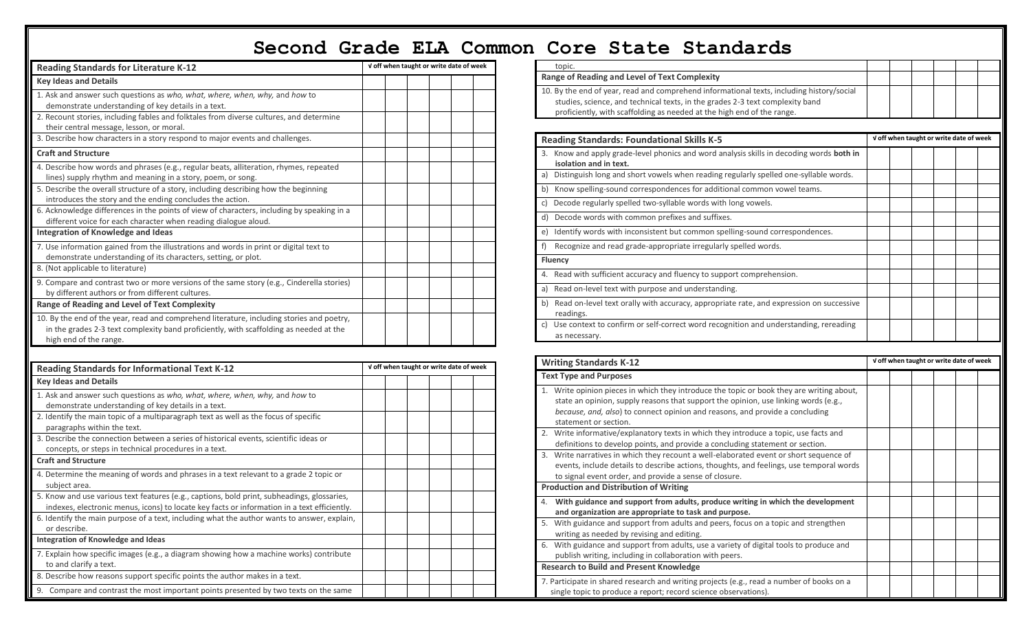# Second Grade ELA Common Core State Standards

| Reading Standards for Literature K-12 | √ off when taught or write date of week | | | | | |
|---|---|---|---|---|---|---|
| **Key Ideas and Details** | | | | | | |
| 1. Ask and answer such questions as *who, what, where, when, why,* and *how* to demonstrate understanding of key details in a text. | | | | | | |
| 2. Recount stories, including fables and folktales from diverse cultures, and determine their central message, lesson, or moral. | | | | | | |
| 3. Describe how characters in a story respond to major events and challenges. | | | | | | |
| **Craft and Structure** | | | | | | |
| 4. Describe how words and phrases (e.g., regular beats, alliteration, rhymes, repeated lines) supply rhythm and meaning in a story, poem, or song. | | | | | | |
| 5. Describe the overall structure of a story, including describing how the beginning introduces the story and the ending concludes the action. | | | | | | |
| 6. Acknowledge differences in the points of view of characters, including by speaking in a different voice for each character when reading dialogue aloud. | | | | | | |
| **Integration of Knowledge and Ideas** | | | | | | |
| 7. Use information gained from the illustrations and words in print or digital text to demonstrate understanding of its characters, setting, or plot. | | | | | | |
| 8. (Not applicable to literature) | | | | | | |
| 9. Compare and contrast two or more versions of the same story (e.g., Cinderella stories) by different authors or from different cultures. | | | | | | |
| **Range of Reading and Level of Text Complexity** | | | | | | |
| 10. By the end of the year, read and comprehend literature, including stories and poetry, in the grades 2-3 text complexity band proficiently, with scaffolding as needed at the high end of the range. | | | | | | |

| Reading Standards for Informational Text K-12 | √ off when taught or write date of week | | | | | |
|---|---|---|---|---|---|---|
| **Key Ideas and Details** | | | | | | |
| 1. Ask and answer such questions as *who, what, where, when, why,* and *how* to demonstrate understanding of key details in a text. | | | | | | |
| 2. Identify the main topic of a multiparagraph text as well as the focus of specific paragraphs within the text. | | | | | | |
| 3. Describe the connection between a series of historical events, scientific ideas or concepts, or steps in technical procedures in a text. | | | | | | |
| **Craft and Structure** | | | | | | |
| 4. Determine the meaning of words and phrases in a text relevant to a grade 2 topic or subject area. | | | | | | |
| 5. Know and use various text features (e.g., captions, bold print, subheadings, glossaries, indexes, electronic menus, icons) to locate key facts or information in a text efficiently. | | | | | | |
| 6. Identify the main purpose of a text, including what the author wants to answer, explain, or describe. | | | | | | |
| **Integration of Knowledge and Ideas** | | | | | | |
| 7. Explain how specific images (e.g., a diagram showing how a machine works) contribute to and clarify a text. | | | | | | |
| 8. Describe how reasons support specific points the author makes in a text. | | | | | | |
| 9. Compare and contrast the most important points presented by two texts on the same topic. | | | | | | |
| **Range of Reading and Level of Text Complexity** | | | | | | |
| 10. By the end of year, read and comprehend informational texts, including history/social studies, science, and technical texts, in the grades 2-3 text complexity band proficiently, with scaffolding as needed at the high end of the range. | | | | | | |

| Reading Standards: Foundational Skills K-5 | √ off when taught or write date of week | | | | | |
|---|---|---|---|---|---|---|
| 3. Know and apply grade-level phonics and word analysis skills in decoding words **both in isolation and in text.** | | | | | | |
| a) Distinguish long and short vowels when reading regularly spelled one-syllable words. | | | | | | |
| b) Know spelling-sound correspondences for additional common vowel teams. | | | | | | |
| c) Decode regularly spelled two-syllable words with long vowels. | | | | | | |
| d) Decode words with common prefixes and suffixes. | | | | | | |
| e) Identify words with inconsistent but common spelling-sound correspondences. | | | | | | |
| f) Recognize and read grade-appropriate irregularly spelled words. | | | | | | |
| **Fluency** | | | | | | |
| 4. Read with sufficient accuracy and fluency to support comprehension. | | | | | | |
| a) Read on-level text with purpose and understanding. | | | | | | |
| b) Read on-level text orally with accuracy, appropriate rate, and expression on successive readings. | | | | | | |
| c) Use context to confirm or self-correct word recognition and understanding, rereading as necessary. | | | | | | |

| Writing Standards K-12 | √ off when taught or write date of week | | | | | |
|---|---|---|---|---|---|---|
| **Text Type and Purposes** | | | | | | |
| 1. Write opinion pieces in which they introduce the topic or book they are writing about, state an opinion, supply reasons that support the opinion, use linking words (e.g., *because, and, also*) to connect opinion and reasons, and provide a concluding statement or section. | | | | | | |
| 2. Write informative/explanatory texts in which they introduce a topic, use facts and definitions to develop points, and provide a concluding statement or section. | | | | | | |
| 3. Write narratives in which they recount a well-elaborated event or short sequence of events, include details to describe actions, thoughts, and feelings, use temporal words to signal event order, and provide a sense of closure. | | | | | | |
| **Production and Distribution of Writing** | | | | | | |
| 4. **With guidance and support from adults, produce writing in which the development and organization are appropriate to task and purpose.** | | | | | | |
| 5. With guidance and support from adults and peers, focus on a topic and strengthen writing as needed by revising and editing. | | | | | | |
| 6. With guidance and support from adults, use a variety of digital tools to produce and publish writing, including in collaboration with peers. | | | | | | |
| **Research to Build and Present Knowledge** | | | | | | |
| 7. Participate in shared research and writing projects (e.g., read a number of books on a single topic to produce a report; record science observations). | | | | | | |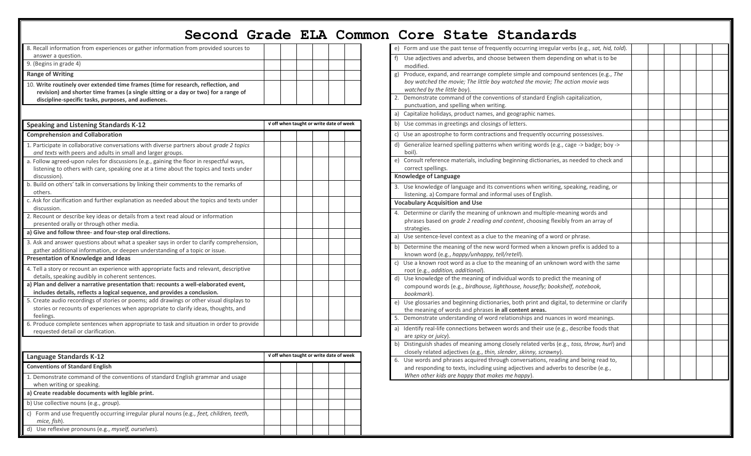# Second Grade ELA Common Core State Standards

| | | | | | | |
|---|---|---|---|---|---|---|
| 8. Recall information from experiences or gather information from provided sources to answer a question. | | | | | | |
| 9. (Begins in grade 4) | | | | | | |
| **Range of Writing** | | | | | | |
| 10. **Write routinely over extended time frames (time for research, reflection, and revision) and shorter time frames (a single sitting or a day or two) for a range of discipline-specific tasks, purposes, and audiences.** | | | | | | |

| **Speaking and Listening Standards K-12** | √ off when taught or write date of week | | | | | |
|---|---|---|---|---|---|---|
| **Comprehension and Collaboration** | | | | | | |
| 1. Participate in collaborative conversations with diverse partners about *grade 2 topics and texts* with peers and adults in small and larger groups. | | | | | | |
| a. Follow agreed-upon rules for discussions (e.g., gaining the floor in respectful ways, listening to others with care, speaking one at a time about the topics and texts under discussion). | | | | | | |
| b. Build on others' talk in conversations by linking their comments to the remarks of others. | | | | | | |
| c. Ask for clarification and further explanation as needed about the topics and texts under discussion. | | | | | | |
| 2. Recount or describe key ideas or details from a text read aloud or information presented orally or through other media. | | | | | | |
| **a) Give and follow three- and four-step oral directions.** | | | | | | |
| 3. Ask and answer questions about what a speaker says in order to clarify comprehension, gather additional information, or deepen understanding of a topic or issue. | | | | | | |
| **Presentation of Knowledge and Ideas** | | | | | | |
| 4. Tell a story or recount an experience with appropriate facts and relevant, descriptive details, speaking audibly in coherent sentences. | | | | | | |
| **a) Plan and deliver a narrative presentation that: recounts a well-elaborated event, includes details, reflects a logical sequence, and provides a conclusion.** | | | | | | |
| 5. Create audio recordings of stories or poems; add drawings or other visual displays to stories or recounts of experiences when appropriate to clarify ideas, thoughts, and feelings. | | | | | | |
| 6. Produce complete sentences when appropriate to task and situation in order to provide requested detail or clarification. | | | | | | |

| **Language Standards K-12** | √ off when taught or write date of week | | | | | |
|---|---|---|---|---|---|---|
| **Conventions of Standard English** | | | | | | |
| 1. Demonstrate command of the conventions of standard English grammar and usage when writing or speaking. | | | | | | |
| **a) Create readable documents with legible print.** | | | | | | |
| b) Use collective nouns (e.g., *group*). | | | | | | |
| c) Form and use frequently occurring irregular plural nouns (e.g., *feet, children, teeth, mice, fish*). | | | | | | |
| d) Use reflexive pronouns (e.g., *myself, ourselves*). | | | | | | |
| e) Form and use the past tense of frequently occurring irregular verbs (e.g., *sat, hid, told*). | | | | | | |
| f) Use adjectives and adverbs, and choose between them depending on what is to be modified. | | | | | | |
| g) Produce, expand, and rearrange complete simple and compound sentences (e.g., *The boy watched the movie; The little boy watched the movie; The action movie was watched by the little boy*). | | | | | | |
| 2. Demonstrate command of the conventions of standard English capitalization, punctuation, and spelling when writing. | | | | | | |
| a) Capitalize holidays, product names, and geographic names. | | | | | | |
| b) Use commas in greetings and closings of letters. | | | | | | |
| c) Use an apostrophe to form contractions and frequently occurring possessives. | | | | | | |
| d) Generalize learned spelling patterns when writing words (e.g., cage -> badge; boy -> boil). | | | | | | |
| e) Consult reference materials, including beginning dictionaries, as needed to check and correct spellings. | | | | | | |
| **Knowledge of Language** | | | | | | |
| 3. Use knowledge of language and its conventions when writing, speaking, reading, or listening. a) Compare formal and informal uses of English. | | | | | | |
| **Vocabulary Acquisition and Use** | | | | | | |
| 4. Determine or clarify the meaning of unknown and multiple-meaning words and phrases based on *grade 2 reading and content*, choosing flexibly from an array of strategies. | | | | | | |
| a) Use sentence-level context as a clue to the meaning of a word or phrase. | | | | | | |
| b) Determine the meaning of the new word formed when a known prefix is added to a known word (e.g., *happy/unhappy, tell/retell*). | | | | | | |
| c) Use a known root word as a clue to the meaning of an unknown word with the same root (e.g., *addition, additional*). | | | | | | |
| d) Use knowledge of the meaning of individual words to predict the meaning of compound words (e.g., *birdhouse, lighthouse, housefly; bookshelf, notebook, bookmark*). | | | | | | |
| e) Use glossaries and beginning dictionaries, both print and digital, to determine or clarify the meaning of words and phrases **in all content areas.** | | | | | | |
| 5. Demonstrate understanding of word relationships and nuances in word meanings. | | | | | | |
| a) Identify real-life connections between words and their use (e.g., describe foods that are *spicy* or *juicy*). | | | | | | |
| b) Distinguish shades of meaning among closely related verbs (e.g., *toss, throw, hurl*) and closely related adjectives (e.g., *thin, slender, skinny, scrawny*). | | | | | | |
| 6. Use words and phrases acquired through conversations, reading and being read to, and responding to texts, including using adjectives and adverbs to describe (e.g., *When other kids are happy that makes me happy*). | | | | | | |